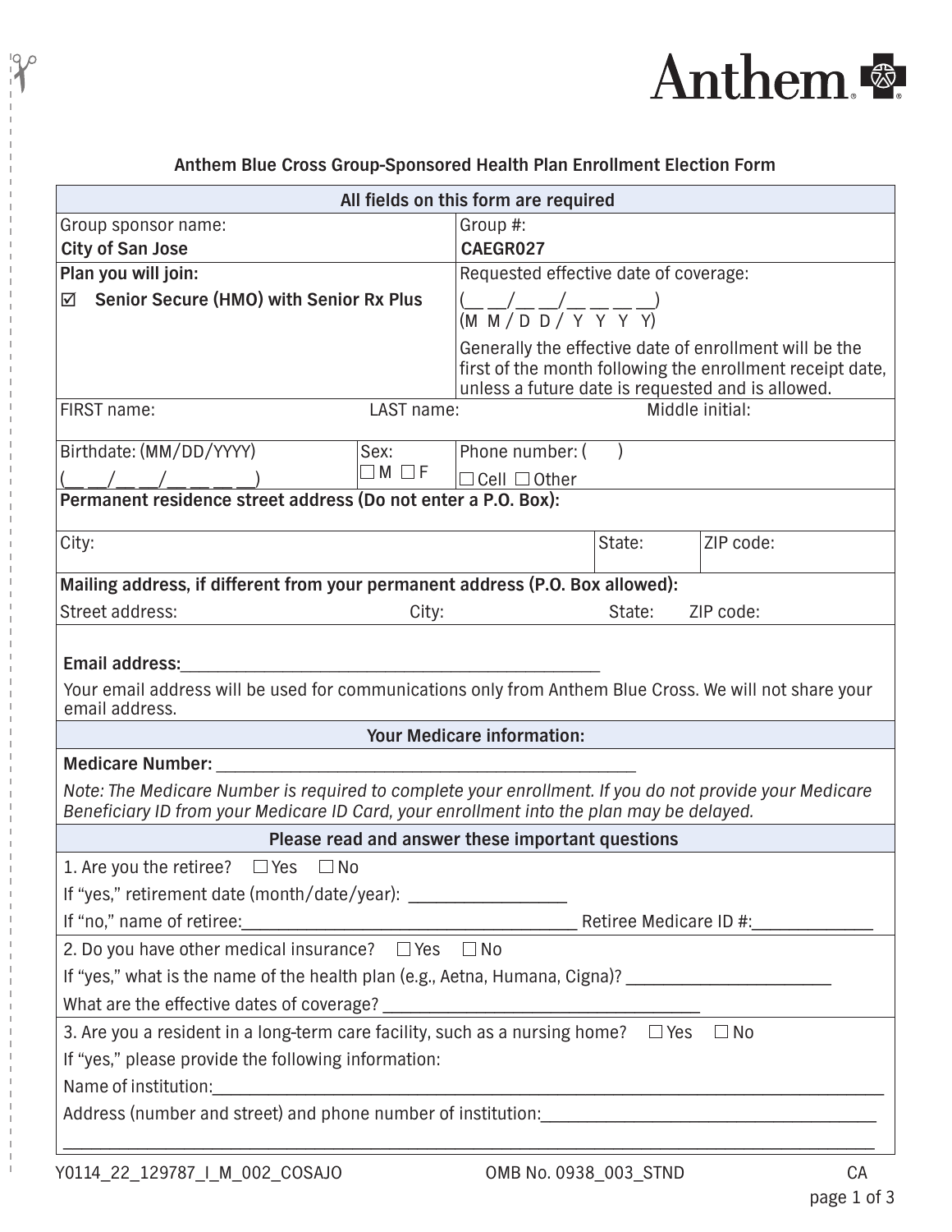Anthem

**Anthem Blue Cross Group-Sponsored Health Plan Enrollment Election Form**

| All fields on this form are required | |
|---|---|
| Group sponsor name:<br>**City of San Jose** | Group #:<br>**CAEGR027** |
| **Plan you will join:**<br>☑ **Senior Secure (HMO) with Senior Rx Plus** | Requested effective date of coverage:<br>(__ __/__ __/__ __ __ __)<br>(M M / D D / Y Y Y Y)<br>Generally the effective date of enrollment will be the first of the month following the enrollment receipt date, unless a future date is requested and is allowed. |

FIRST name: LAST name: Middle initial:

Birthdate: (MM/DD/YYYY) (__ __/__ __/__ __ __ __)

Sex: ☐ M ☐ F

Phone number: ( ) ☐ Cell ☐ Other

**Permanent residence street address (Do not enter a P.O. Box):**

City: State: ZIP code:

**Mailing address, if different from your permanent address (P.O. Box allowed):**

Street address: City: State: ZIP code:

**Email address:**\_\_\_\_\_\_\_\_\_\_\_\_\_\_\_\_\_\_\_\_\_\_\_\_\_\_\_\_\_\_\_\_\_\_\_\_\_\_\_\_\_\_\_\_

Your email address will be used for communications only from Anthem Blue Cross. We will not share your email address.

**Your Medicare information:**

**Medicare Number:** \_\_\_\_\_\_\_\_\_\_\_\_\_\_\_\_\_\_\_\_\_\_\_\_\_\_\_\_\_\_\_\_\_\_\_\_\_\_\_\_\_\_\_\_

*Note: The Medicare Number is required to complete your enrollment. If you do not provide your Medicare Beneficiary ID from your Medicare ID Card, your enrollment into the plan may be delayed.*

**Please read and answer these important questions**

1. Are you the retiree? ☐ Yes ☐ No

If "yes," retirement date (month/date/year): \_\_\_\_\_\_\_\_\_\_\_\_\_\_\_\_\_

If "no," name of retiree:\_\_\_\_\_\_\_\_\_\_\_\_\_\_\_\_\_\_\_\_\_\_\_\_\_\_\_\_\_\_\_\_\_\_\_\_\_\_ Retiree Medicare ID #:\_\_\_\_\_\_\_\_\_\_\_\_\_

2. Do you have other medical insurance? ☐ Yes ☐ No

If "yes," what is the name of the health plan (e.g., Aetna, Humana, Cigna)? \_\_\_\_\_\_\_\_\_\_\_\_\_\_\_\_\_\_\_\_\_\_

What are the effective dates of coverage? \_\_\_\_\_\_\_\_\_\_\_\_\_\_\_\_\_\_\_\_\_\_\_\_\_\_\_\_\_\_\_\_\_\_\_\_

3. Are you a resident in a long-term care facility, such as a nursing home? ☐ Yes ☐ No

If "yes," please provide the following information:

Name of institution:\_\_\_\_\_\_\_\_\_\_\_\_\_\_\_\_\_\_\_\_\_\_\_\_\_\_\_\_\_\_\_\_\_\_\_\_\_\_\_\_\_\_\_\_\_\_\_\_\_\_\_\_\_\_\_\_\_\_\_\_\_\_\_\_\_\_\_\_\_\_\_\_

Address (number and street) and phone number of institution:\_\_\_\_\_\_\_\_\_\_\_\_\_\_\_\_\_\_\_\_\_\_\_\_\_\_\_\_\_\_\_\_\_\_\_\_

\_\_\_\_\_\_\_\_\_\_\_\_\_\_\_\_\_\_\_\_\_\_\_\_\_\_\_\_\_\_\_\_\_\_\_\_\_\_\_\_\_\_\_\_\_\_\_\_\_\_\_\_\_\_\_\_\_\_\_\_\_\_\_\_\_\_\_\_\_\_\_\_\_\_\_\_\_\_\_\_\_\_

Y0114_22_129787_I_M_002_COSAJO OMB No. 0938_003_STND CA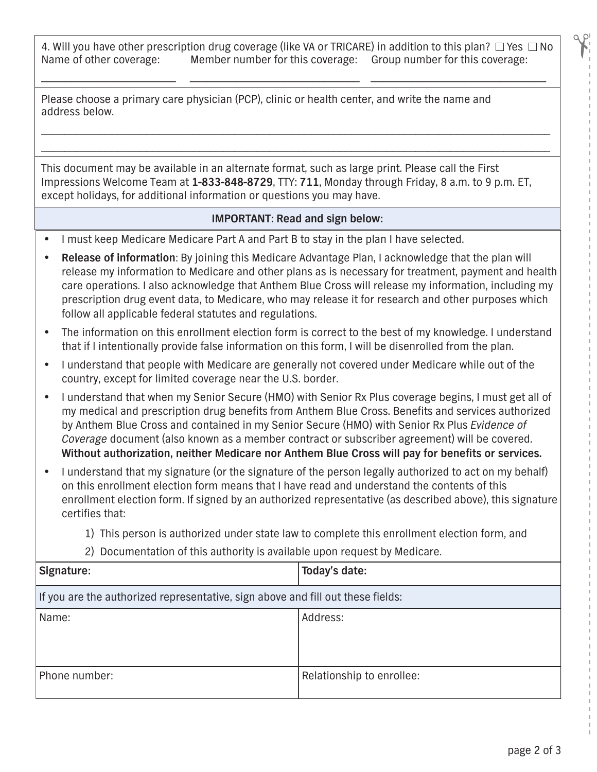4. Will you have other prescription drug coverage (like VA or TRICARE) in addition to this plan? ☐ Yes ☐ No

Name of other coverage: \_\_\_\_\_\_\_\_\_\_\_\_\_\_\_\_\_\_\_\_ Member number for this coverage: \_\_\_\_\_\_\_\_\_\_\_\_\_\_\_\_\_\_\_\_ Group number for this coverage: \_\_\_\_\_\_\_\_\_\_\_\_\_\_\_\_\_\_\_\_

Please choose a primary care physician (PCP), clinic or health center, and write the name and address below.

\_\_\_\_\_\_\_\_\_\_\_\_\_\_\_\_\_\_\_\_\_\_\_\_\_\_\_\_\_\_\_\_\_\_\_\_\_\_\_\_\_\_\_\_\_\_\_\_\_\_\_\_\_\_\_\_\_\_\_\_

\_\_\_\_\_\_\_\_\_\_\_\_\_\_\_\_\_\_\_\_\_\_\_\_\_\_\_\_\_\_\_\_\_\_\_\_\_\_\_\_\_\_\_\_\_\_\_\_\_\_\_\_\_\_\_\_\_\_\_\_

This document may be available in an alternate format, such as large print. Please call the First Impressions Welcome Team at **1-833-848-8729**, TTY: **711**, Monday through Friday, 8 a.m. to 9 p.m. ET, except holidays, for additional information or questions you may have.

**IMPORTANT: Read and sign below:**

- I must keep Medicare Medicare Part A and Part B to stay in the plan I have selected.
- **Release of information**: By joining this Medicare Advantage Plan, I acknowledge that the plan will release my information to Medicare and other plans as is necessary for treatment, payment and health care operations. I also acknowledge that Anthem Blue Cross will release my information, including my prescription drug event data, to Medicare, who may release it for research and other purposes which follow all applicable federal statutes and regulations.
- The information on this enrollment election form is correct to the best of my knowledge. I understand that if I intentionally provide false information on this form, I will be disenrolled from the plan.
- I understand that people with Medicare are generally not covered under Medicare while out of the country, except for limited coverage near the U.S. border.
- I understand that when my Senior Secure (HMO) with Senior Rx Plus coverage begins, I must get all of my medical and prescription drug benefits from Anthem Blue Cross. Benefits and services authorized by Anthem Blue Cross and contained in my Senior Secure (HMO) with Senior Rx Plus *Evidence of Coverage* document (also known as a member contract or subscriber agreement) will be covered. **Without authorization, neither Medicare nor Anthem Blue Cross will pay for benefits or services.**
- I understand that my signature (or the signature of the person legally authorized to act on my behalf) on this enrollment election form means that I have read and understand the contents of this enrollment election form. If signed by an authorized representative (as described above), this signature certifies that:
  1) This person is authorized under state law to complete this enrollment election form, and
  2) Documentation of this authority is available upon request by Medicare.

| **Signature:** | **Today's date:** |
|---|---|
| If you are the authorized representative, sign above and fill out these fields: | |
| Name: | Address: |
| Phone number: | Relationship to enrollee: |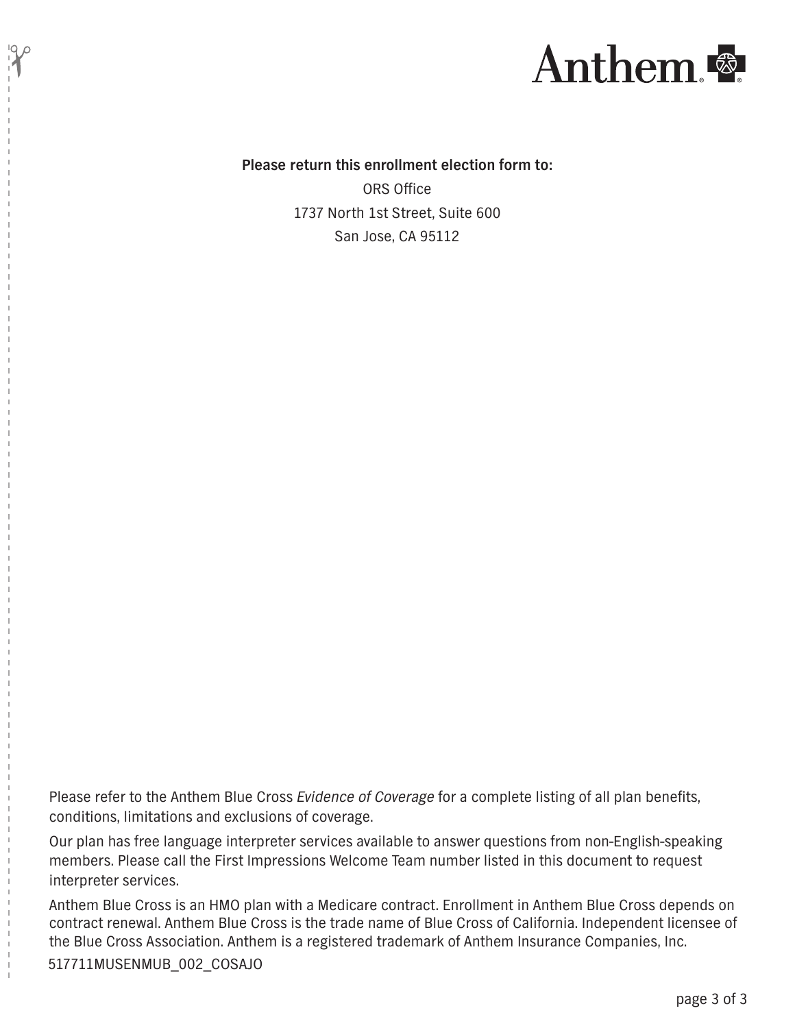**Please return this enrollment election form to:**

ORS Office

1737 North 1st Street, Suite 600

San Jose, CA 95112

Please refer to the Anthem Blue Cross *Evidence of Coverage* for a complete listing of all plan benefits, conditions, limitations and exclusions of coverage.

Our plan has free language interpreter services available to answer questions from non-English-speaking members. Please call the First Impressions Welcome Team number listed in this document to request interpreter services.

Anthem Blue Cross is an HMO plan with a Medicare contract. Enrollment in Anthem Blue Cross depends on contract renewal. Anthem Blue Cross is the trade name of Blue Cross of California. Independent licensee of the Blue Cross Association. Anthem is a registered trademark of Anthem Insurance Companies, Inc.

517711MUSENMUB_002_COSAJO